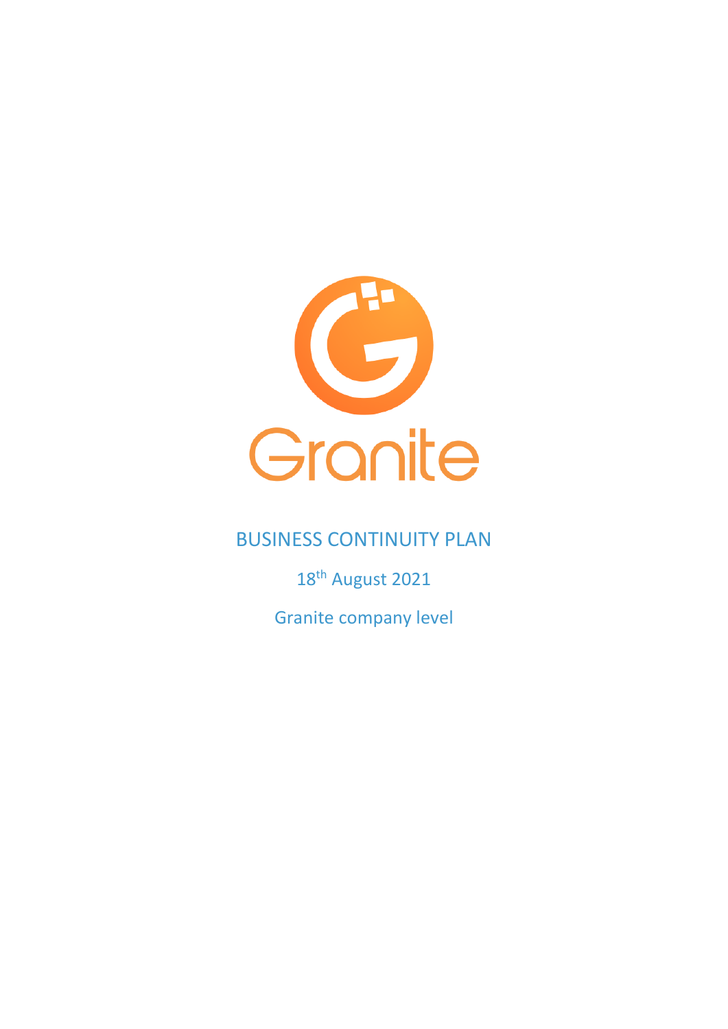Granite

# BUSINESS CONTINUITY PLAN

18th August 2021

Granite company level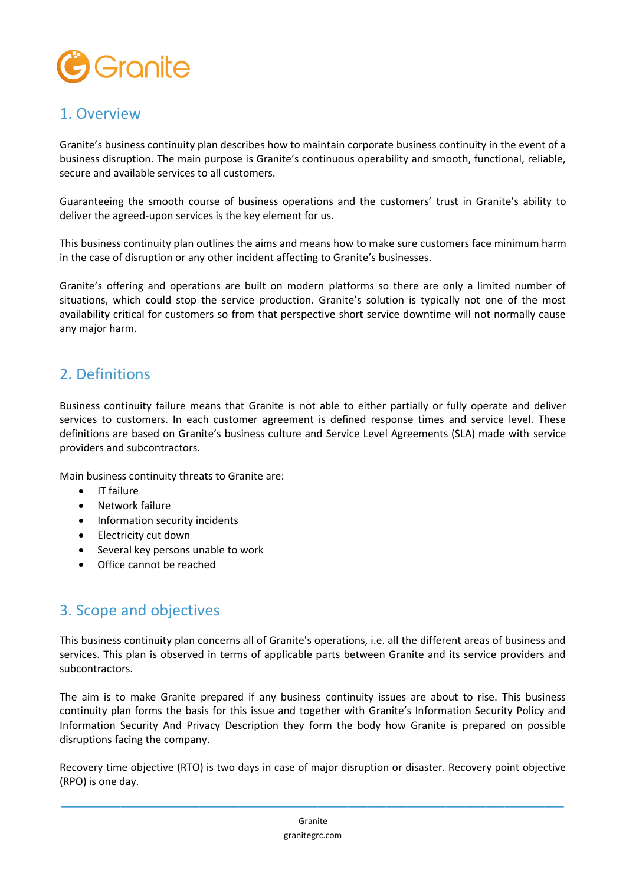## 1. Overview

Granite's business continuity plan describes how to maintain corporate business continuity in the event of a business disruption. The main purpose is Granite's continuous operability and smooth, functional, reliable, secure and available services to all customers.

Guaranteeing the smooth course of business operations and the customers' trust in Granite's ability to deliver the agreed-upon services is the key element for us.

This business continuity plan outlines the aims and means how to make sure customers face minimum harm in the case of disruption or any other incident affecting to Granite's businesses.

Granite's offering and operations are built on modern platforms so there are only a limited number of situations, which could stop the service production. Granite's solution is typically not one of the most availability critical for customers so from that perspective short service downtime will not normally cause any major harm.

## 2. Definitions

Business continuity failure means that Granite is not able to either partially or fully operate and deliver services to customers. In each customer agreement is defined response times and service level. These definitions are based on Granite's business culture and Service Level Agreements (SLA) made with service providers and subcontractors.

Main business continuity threats to Granite are:

- IT failure
- Network failure
- Information security incidents
- Electricity cut down
- Several key persons unable to work
- Office cannot be reached

## 3. Scope and objectives

This business continuity plan concerns all of Granite's operations, i.e. all the different areas of business and services. This plan is observed in terms of applicable parts between Granite and its service providers and subcontractors.

The aim is to make Granite prepared if any business continuity issues are about to rise. This business continuity plan forms the basis for this issue and together with Granite's Information Security Policy and Information Security And Privacy Description they form the body how Granite is prepared on possible disruptions facing the company.

Recovery time objective (RTO) is two days in case of major disruption or disaster. Recovery point objective (RPO) is one day.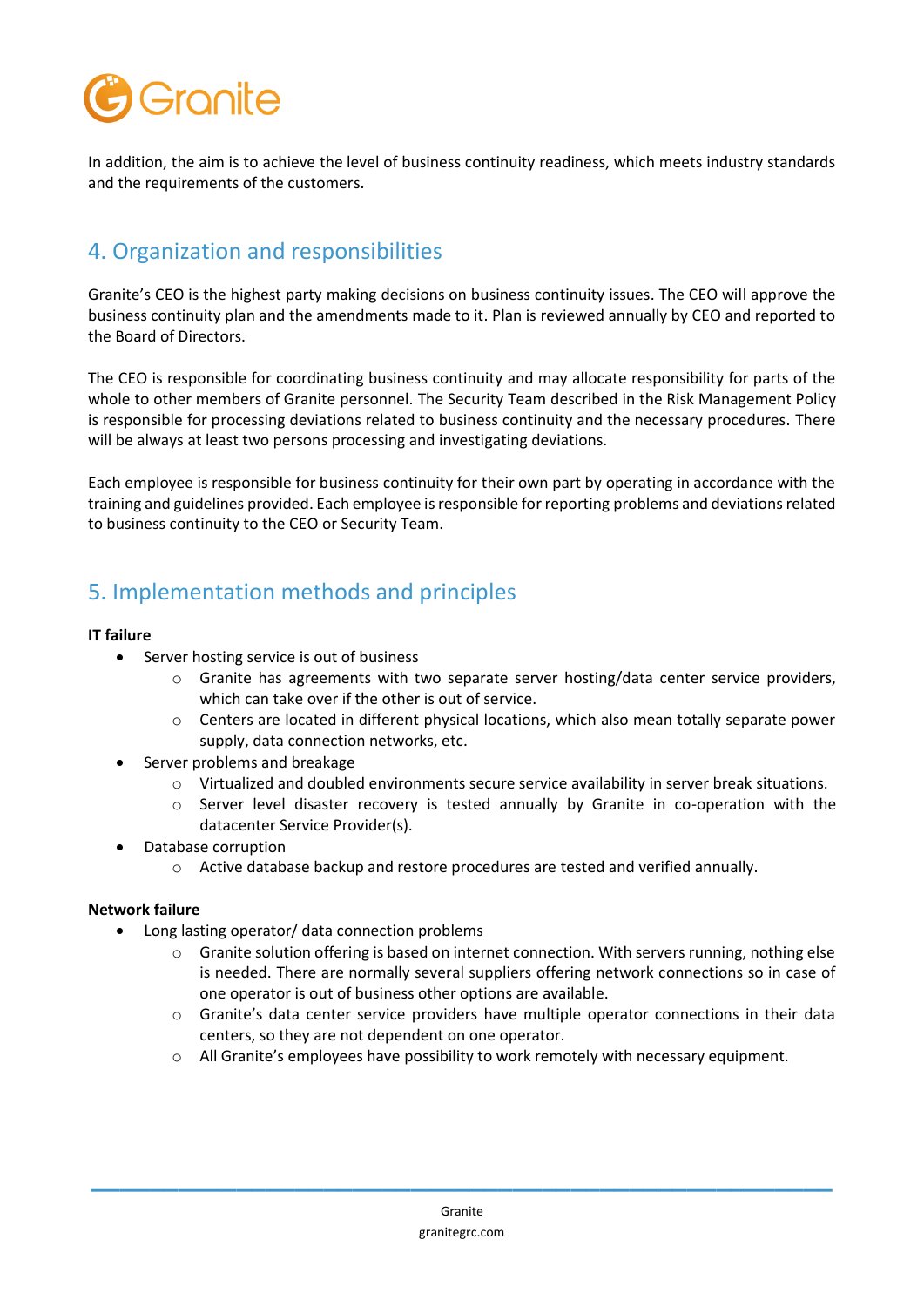In addition, the aim is to achieve the level of business continuity readiness, which meets industry standards and the requirements of the customers.

## 4. Organization and responsibilities

Granite's CEO is the highest party making decisions on business continuity issues. The CEO will approve the business continuity plan and the amendments made to it. Plan is reviewed annually by CEO and reported to the Board of Directors.

The CEO is responsible for coordinating business continuity and may allocate responsibility for parts of the whole to other members of Granite personnel. The Security Team described in the Risk Management Policy is responsible for processing deviations related to business continuity and the necessary procedures. There will be always at least two persons processing and investigating deviations.

Each employee is responsible for business continuity for their own part by operating in accordance with the training and guidelines provided. Each employee is responsible for reporting problems and deviations related to business continuity to the CEO or Security Team.

## 5. Implementation methods and principles

**IT failure**

- Server hosting service is out of business
  - Granite has agreements with two separate server hosting/data center service providers, which can take over if the other is out of service.
  - Centers are located in different physical locations, which also mean totally separate power supply, data connection networks, etc.
- Server problems and breakage
  - Virtualized and doubled environments secure service availability in server break situations.
  - Server level disaster recovery is tested annually by Granite in co-operation with the datacenter Service Provider(s).
- Database corruption
  - Active database backup and restore procedures are tested and verified annually.

**Network failure**

- Long lasting operator/ data connection problems
  - Granite solution offering is based on internet connection. With servers running, nothing else is needed. There are normally several suppliers offering network connections so in case of one operator is out of business other options are available.
  - Granite's data center service providers have multiple operator connections in their data centers, so they are not dependent on one operator.
  - All Granite's employees have possibility to work remotely with necessary equipment.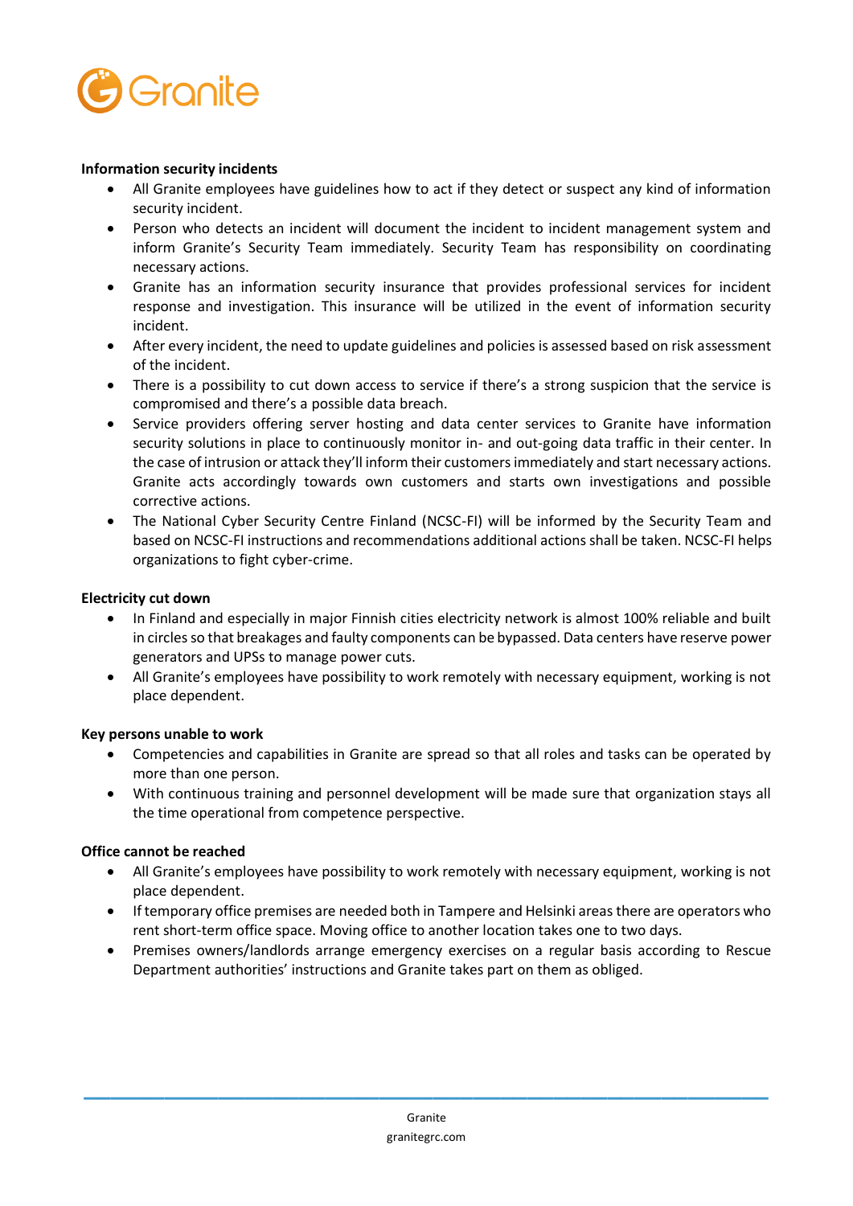**Information security incidents**

- All Granite employees have guidelines how to act if they detect or suspect any kind of information security incident.
- Person who detects an incident will document the incident to incident management system and inform Granite's Security Team immediately. Security Team has responsibility on coordinating necessary actions.
- Granite has an information security insurance that provides professional services for incident response and investigation. This insurance will be utilized in the event of information security incident.
- After every incident, the need to update guidelines and policies is assessed based on risk assessment of the incident.
- There is a possibility to cut down access to service if there's a strong suspicion that the service is compromised and there's a possible data breach.
- Service providers offering server hosting and data center services to Granite have information security solutions in place to continuously monitor in- and out-going data traffic in their center. In the case of intrusion or attack they'll inform their customers immediately and start necessary actions. Granite acts accordingly towards own customers and starts own investigations and possible corrective actions.
- The National Cyber Security Centre Finland (NCSC-FI) will be informed by the Security Team and based on NCSC-FI instructions and recommendations additional actions shall be taken. NCSC-FI helps organizations to fight cyber-crime.

**Electricity cut down**

- In Finland and especially in major Finnish cities electricity network is almost 100% reliable and built in circles so that breakages and faulty components can be bypassed. Data centers have reserve power generators and UPSs to manage power cuts.
- All Granite's employees have possibility to work remotely with necessary equipment, working is not place dependent.

**Key persons unable to work**

- Competencies and capabilities in Granite are spread so that all roles and tasks can be operated by more than one person.
- With continuous training and personnel development will be made sure that organization stays all the time operational from competence perspective.

**Office cannot be reached**

- All Granite's employees have possibility to work remotely with necessary equipment, working is not place dependent.
- If temporary office premises are needed both in Tampere and Helsinki areas there are operators who rent short-term office space. Moving office to another location takes one to two days.
- Premises owners/landlords arrange emergency exercises on a regular basis according to Rescue Department authorities' instructions and Granite takes part on them as obliged.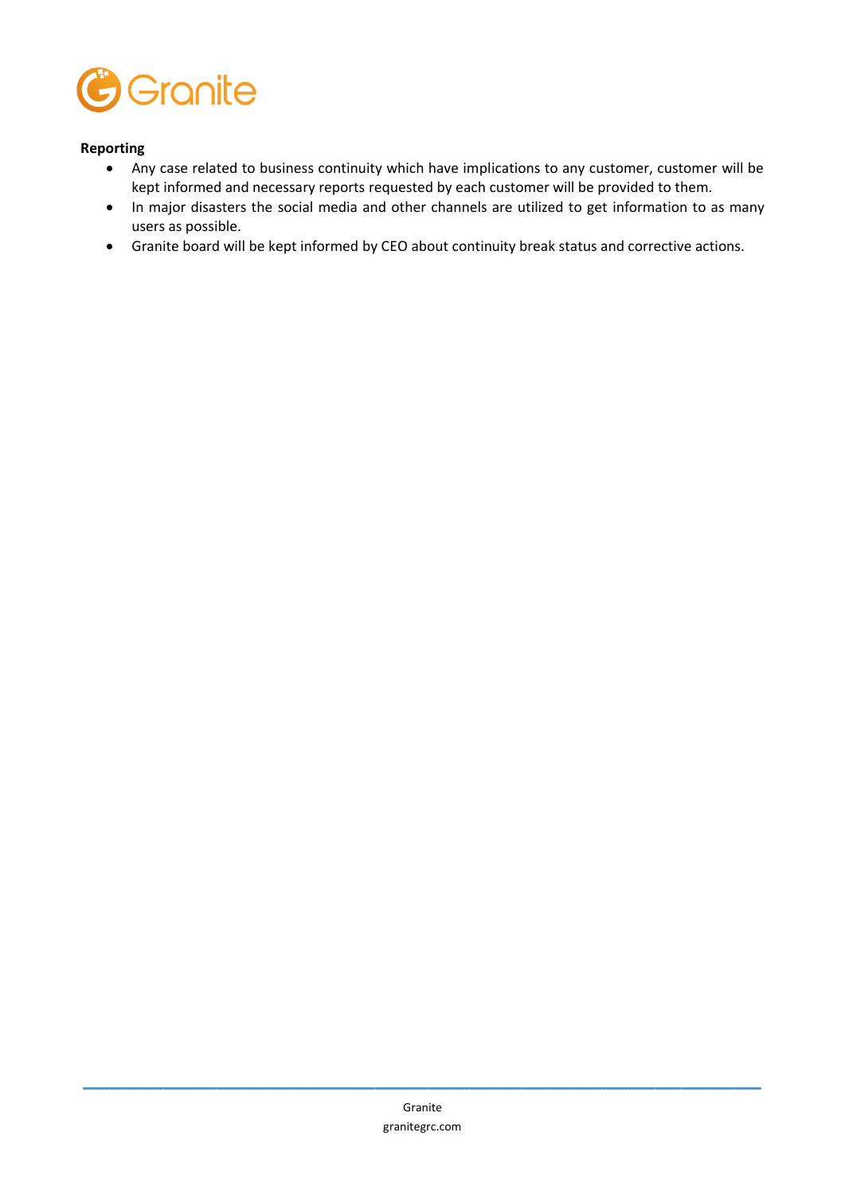**Reporting**

- Any case related to business continuity which have implications to any customer, customer will be kept informed and necessary reports requested by each customer will be provided to them.
- In major disasters the social media and other channels are utilized to get information to as many users as possible.
- Granite board will be kept informed by CEO about continuity break status and corrective actions.